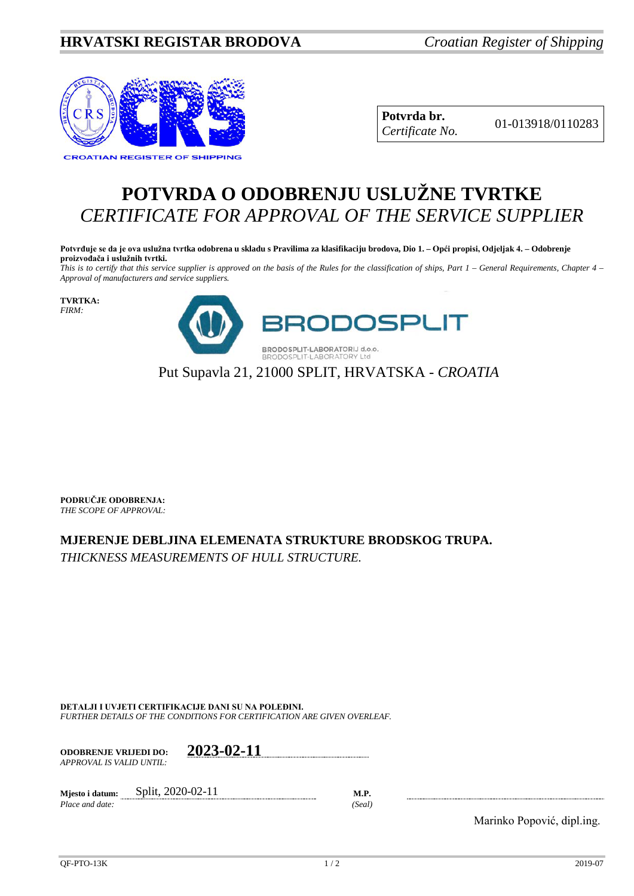**HRVATSKI REGISTAR BRODOVA** *Croatian Register of Shipping*

CROATIAN REGISTER OF SHIPPING

| **Potvrda br.** *Certificate No.* | 01-013918/0110283 |
|---|---|

# POTVRDA O ODOBRENJU USLUŽNE TVRTKE
## *CERTIFICATE FOR APPROVAL OF THE SERVICE SUPPLIER*

**Potvrđuje se da je ova uslužna tvrtka odobrena u skladu s Pravilima za klasifikaciju brodova, Dio 1. – Opći propisi, Odjeljak 4. – Odobrenje proizvođača i uslužnih tvrtki.**
*This is to certify that this service supplier is approved on the basis of the Rules for the classification of ships, Part 1 – General Requirements, Chapter 4 – Approval of manufacturers and service suppliers.*

**TVRTKA:**
*FIRM:*

BRODOSPLIT

BRODOSPLIT-LABORATORIJ d.o.o.
BRODOSPLIT-LABORATORY Ltd

Put Supavla 21, 21000 SPLIT, HRVATSKA - *CROATIA*

**PODRUČJE ODOBRENJA:**
*THE SCOPE OF APPROVAL:*

**MJERENJE DEBLJINA ELEMENATA STRUKTURE BRODSKOG TRUPA.**
*THICKNESS MEASUREMENTS OF HULL STRUCTURE.*

**DETALJI I UVJETI CERTIFIKACIJE DANI SU NA POLEĐINI.**
*FURTHER DETAILS OF THE CONDITIONS FOR CERTIFICATION ARE GIVEN OVERLEAF.*

**ODOBRENJE VRIJEDI DO:** *APPROVAL IS VALID UNTIL:* **2023-02-11**

**Mjesto i datum:** *Place and date:* Split, 2020-02-11

**M.P.** *(Seal)*

Marinko Popović, dipl.ing.

QF-PTO-13K 2019-07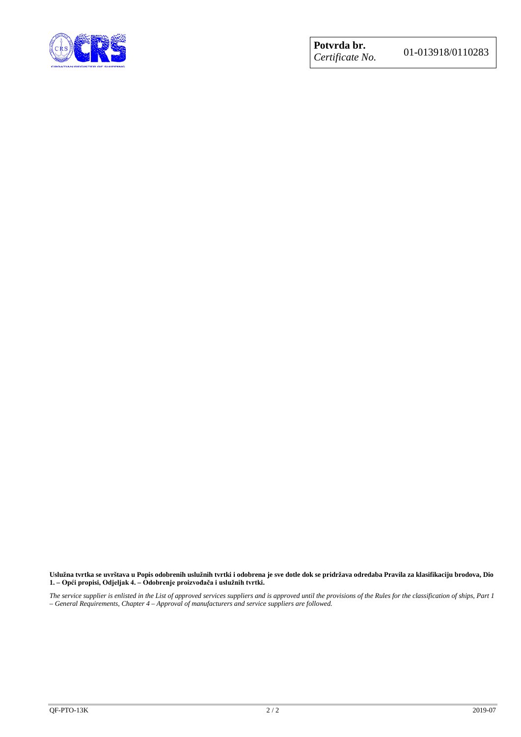| | |
|---|---|
| **Potvrda br.** *Certificate No.* | 01-013918/0110283 |

**Uslužna tvrtka se uvrštava u Popis odobrenih uslužnih tvrtki i odobrena je sve dotle dok se pridržava odredaba Pravila za klasifikaciju brodova, Dio 1. – Opći propisi, Odjeljak 4. – Odobrenje proizvođača i uslužnih tvrtki.**

*The service supplier is enlisted in the List of approved services suppliers and is approved until the provisions of the Rules for the classification of ships, Part 1 – General Requirements, Chapter 4 – Approval of manufacturers and service suppliers are followed.*

QF-PTO-13K 2019-07